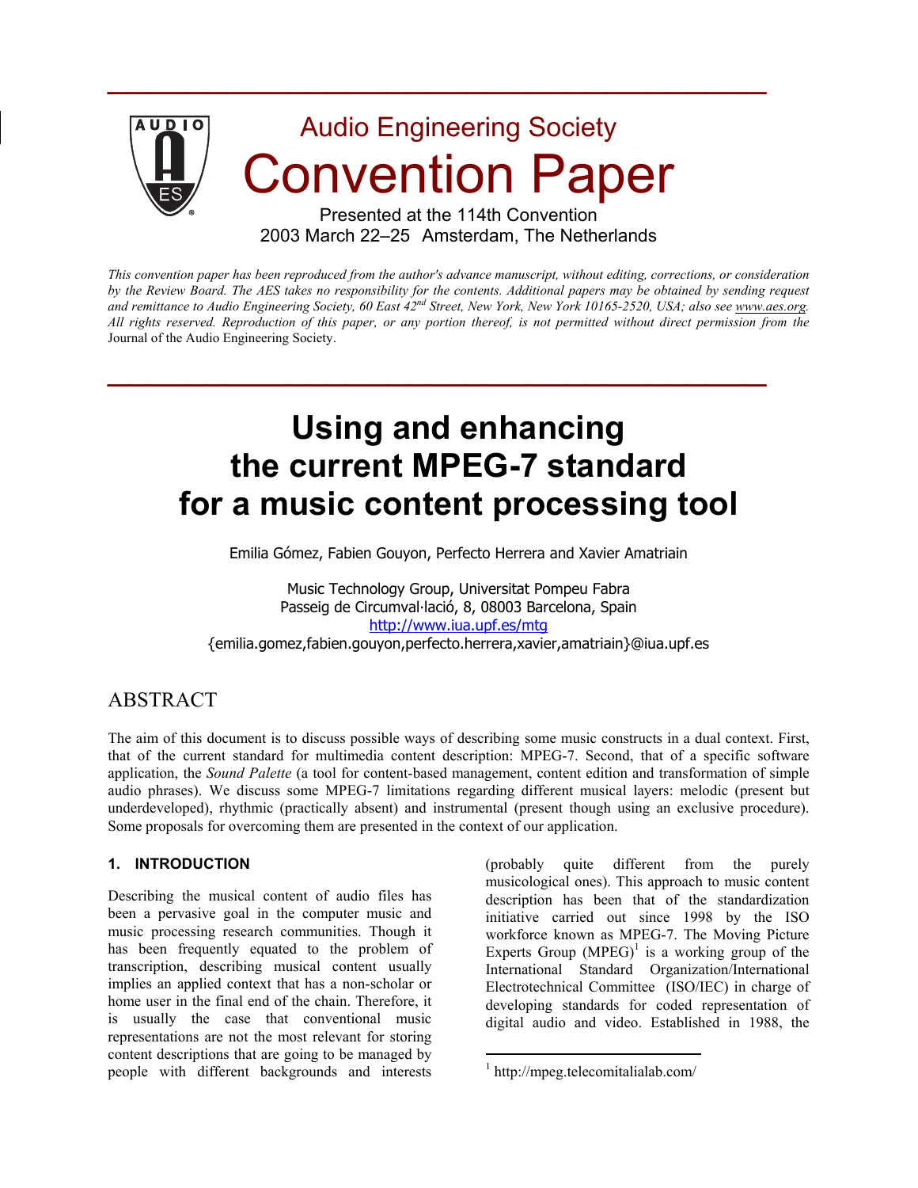# Audio Engineering Society

# Convention Paper

Presented at the 114th Convention
2003 March 22–25 Amsterdam, The Netherlands

*This convention paper has been reproduced from the author's advance manuscript, without editing, corrections, or consideration by the Review Board. The AES takes no responsibility for the contents. Additional papers may be obtained by sending request and remittance to Audio Engineering Society, 60 East 42nd Street, New York, New York 10165-2520, USA; also see www.aes.org. All rights reserved. Reproduction of this paper, or any portion thereof, is not permitted without direct permission from the* Journal of the Audio Engineering Society.

# Using and enhancing the current MPEG-7 standard for a music content processing tool

Emilia Gómez, Fabien Gouyon, Perfecto Herrera and Xavier Amatriain

Music Technology Group, Universitat Pompeu Fabra
Passeig de Circumval·lació, 8, 08003 Barcelona, Spain
http://www.iua.upf.es/mtg
{emilia.gomez,fabien.gouyon,perfecto.herrera,xavier,amatriain}@iua.upf.es

## ABSTRACT

The aim of this document is to discuss possible ways of describing some music constructs in a dual context. First, that of the current standard for multimedia content description: MPEG-7. Second, that of a specific software application, the *Sound Palette* (a tool for content-based management, content edition and transformation of simple audio phrases). We discuss some MPEG-7 limitations regarding different musical layers: melodic (present but underdeveloped), rhythmic (practically absent) and instrumental (present though using an exclusive procedure). Some proposals for overcoming them are presented in the context of our application.

### 1. INTRODUCTION

Describing the musical content of audio files has been a pervasive goal in the computer music and music processing research communities. Though it has been frequently equated to the problem of transcription, describing musical content usually implies an applied context that has a non-scholar or home user in the final end of the chain. Therefore, it is usually the case that conventional music representations are not the most relevant for storing content descriptions that are going to be managed by people with different backgrounds and interests (probably quite different from the purely musicological ones). This approach to music content description has been that of the standardization initiative carried out since 1998 by the ISO workforce known as MPEG-7. The Moving Picture Experts Group (MPEG)[1] is a working group of the International Standard Organization/International Electrotechnical Committee (ISO/IEC) in charge of developing standards for coded representation of digital audio and video. Established in 1988, the

[1] http://mpeg.telecomitalialab.com/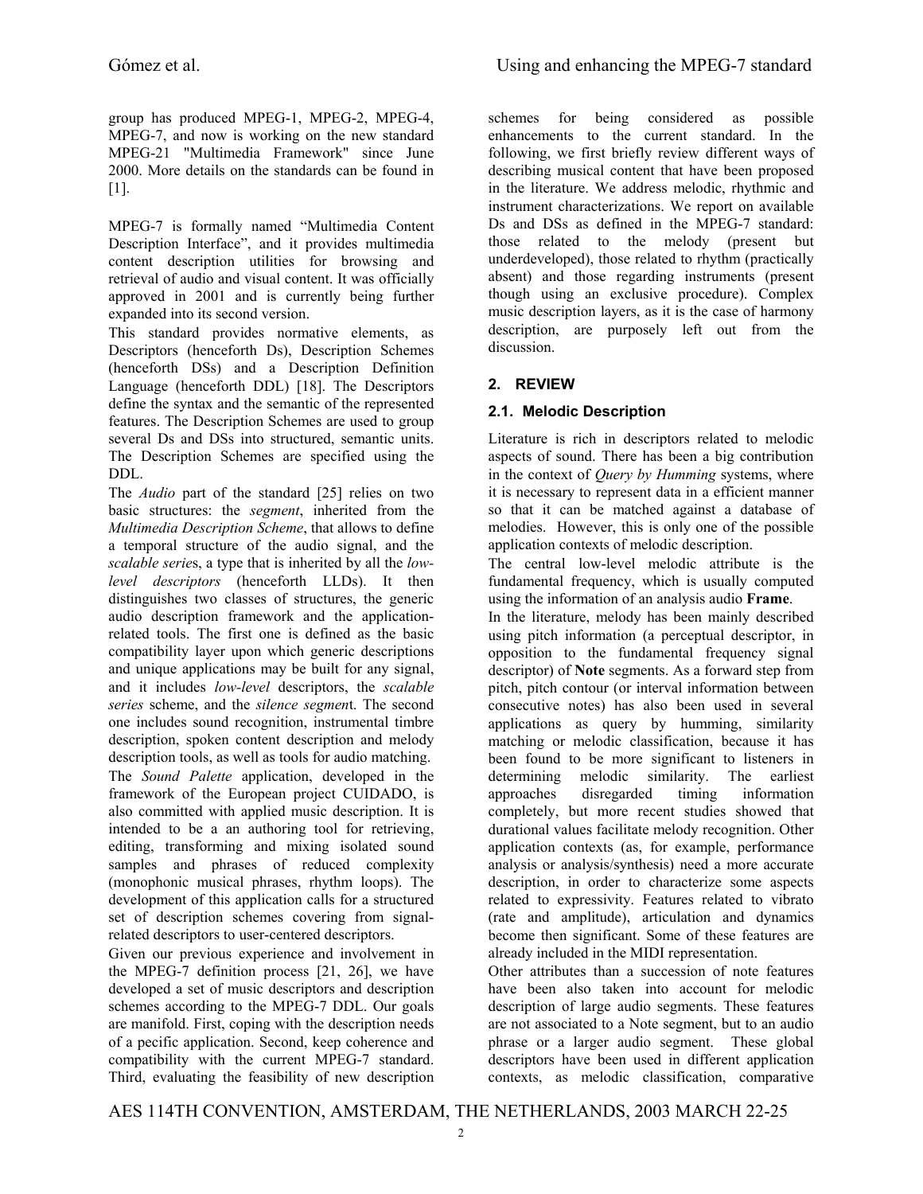group has produced MPEG-1, MPEG-2, MPEG-4, MPEG-7, and now is working on the new standard MPEG-21 "Multimedia Framework" since June 2000. More details on the standards can be found in [1].

MPEG-7 is formally named “Multimedia Content Description Interface”, and it provides multimedia content description utilities for browsing and retrieval of audio and visual content. It was officially approved in 2001 and is currently being further expanded into its second version.

This standard provides normative elements, as Descriptors (henceforth Ds), Description Schemes (henceforth DSs) and a Description Definition Language (henceforth DDL) [18]. The Descriptors define the syntax and the semantic of the represented features. The Description Schemes are used to group several Ds and DSs into structured, semantic units. The Description Schemes are specified using the DDL.

The *Audio* part of the standard [25] relies on two basic structures: the *segment*, inherited from the *Multimedia Description Scheme*, that allows to define a temporal structure of the audio signal, and the *scalable series*, a type that is inherited by all the *low-level descriptors* (henceforth LLDs). It then distinguishes two classes of structures, the generic audio description framework and the application-related tools. The first one is defined as the basic compatibility layer upon which generic descriptions and unique applications may be built for any signal, and it includes *low-level* descriptors, the *scalable series* scheme, and the *silence segment*. The second one includes sound recognition, instrumental timbre description, spoken content description and melody description tools, as well as tools for audio matching.

The *Sound Palette* application, developed in the framework of the European project CUIDADO, is also committed with applied music description. It is intended to be a an authoring tool for retrieving, editing, transforming and mixing isolated sound samples and phrases of reduced complexity (monophonic musical phrases, rhythm loops). The development of this application calls for a structured set of description schemes covering from signal-related descriptors to user-centered descriptors.

Given our previous experience and involvement in the MPEG-7 definition process [21, 26], we have developed a set of music descriptors and description schemes according to the MPEG-7 DDL. Our goals are manifold. First, coping with the description needs of a pecific application. Second, keep coherence and compatibility with the current MPEG-7 standard. Third, evaluating the feasibility of new description schemes for being considered as possible enhancements to the current standard. In the following, we first briefly review different ways of describing musical content that have been proposed in the literature. We address melodic, rhythmic and instrument characterizations. We report on available Ds and DSs as defined in the MPEG-7 standard: those related to the melody (present but underdeveloped), those related to rhythm (practically absent) and those regarding instruments (present though using an exclusive procedure). Complex music description layers, as it is the case of harmony description, are purposely left out from the discussion.

## 2. REVIEW

### 2.1. Melodic Description

Literature is rich in descriptors related to melodic aspects of sound. There has been a big contribution in the context of *Query by Humming* systems, where it is necessary to represent data in a efficient manner so that it can be matched against a database of melodies. However, this is only one of the possible application contexts of melodic description.

The central low-level melodic attribute is the fundamental frequency, which is usually computed using the information of an analysis audio **Frame**.

In the literature, melody has been mainly described using pitch information (a perceptual descriptor, in opposition to the fundamental frequency signal descriptor) of **Note** segments. As a forward step from pitch, pitch contour (or interval information between consecutive notes) has also been used in several applications as query by humming, similarity matching or melodic classification, because it has been found to be more significant to listeners in determining melodic similarity. The earliest approaches disregarded timing information completely, but more recent studies showed that durational values facilitate melody recognition. Other application contexts (as, for example, performance analysis or analysis/synthesis) need a more accurate description, in order to characterize some aspects related to expressivity. Features related to vibrato (rate and amplitude), articulation and dynamics become then significant. Some of these features are already included in the MIDI representation.

Other attributes than a succession of note features have been also taken into account for melodic description of large audio segments. These features are not associated to a Note segment, but to an audio phrase or a larger audio segment. These global descriptors have been used in different application contexts, as melodic classification, comparative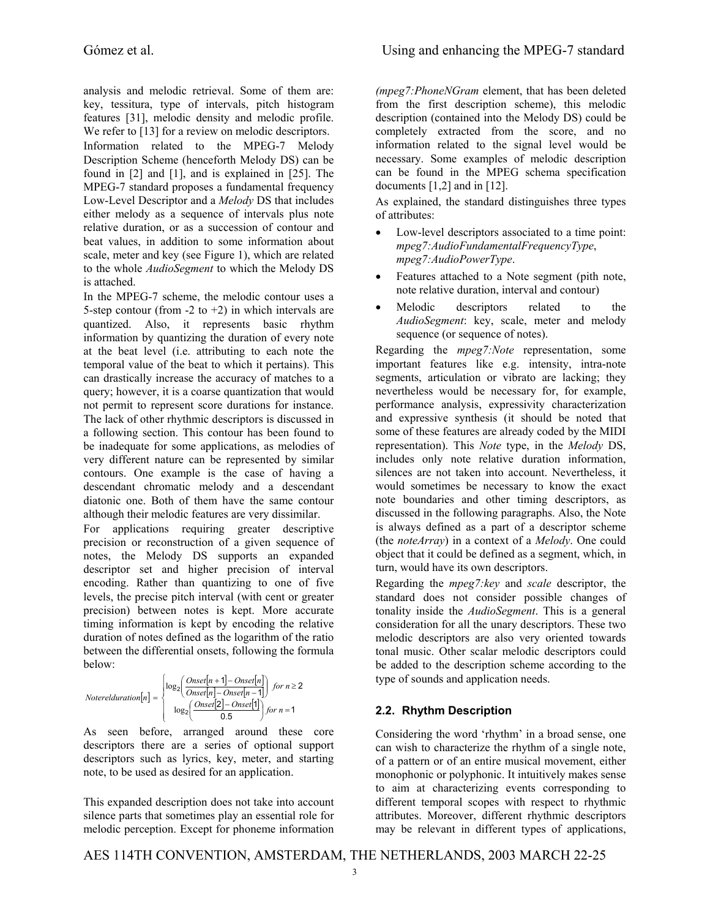analysis and melodic retrieval. Some of them are: key, tessitura, type of intervals, pitch histogram features [31], melodic density and melodic profile. We refer to [13] for a review on melodic descriptors.

Information related to the MPEG-7 Melody Description Scheme (henceforth Melody DS) can be found in [2] and [1], and is explained in [25]. The MPEG-7 standard proposes a fundamental frequency Low-Level Descriptor and a *Melody* DS that includes either melody as a sequence of intervals plus note relative duration, or as a succession of contour and beat values, in addition to some information about scale, meter and key (see Figure 1), which are related to the whole *AudioSegment* to which the Melody DS is attached.

In the MPEG-7 scheme, the melodic contour uses a 5-step contour (from -2 to +2) in which intervals are quantized. Also, it represents basic rhythm information by quantizing the duration of every note at the beat level (i.e. attributing to each note the temporal value of the beat to which it pertains). This can drastically increase the accuracy of matches to a query; however, it is a coarse quantization that would not permit to represent score durations for instance. The lack of other rhythmic descriptors is discussed in a following section. This contour has been found to be inadequate for some applications, as melodies of very different nature can be represented by similar contours. One example is the case of having a descendant chromatic melody and a descendant diatonic one. Both of them have the same contour although their melodic features are very dissimilar.

For applications requiring greater descriptive precision or reconstruction of a given sequence of notes, the Melody DS supports an expanded descriptor set and higher precision of interval encoding. Rather than quantizing to one of five levels, the precise pitch interval (with cent or greater precision) between notes is kept. More accurate timing information is kept by encoding the relative duration of notes defined as the logarithm of the ratio between the differential onsets, following the formula below:

$$Noterelduration[n] = \begin{cases} \log_2\left(\dfrac{Onset[n+1]-Onset[n]}{Onset[n]-Onset[n-1]}\right) & for\ n \geq 2 \\ \log_2\left(\dfrac{Onset[2]-Onset[1]}{0.5}\right) & for\ n = 1 \end{cases}$$

As seen before, arranged around these core descriptors there are a series of optional support descriptors such as lyrics, key, meter, and starting note, to be used as desired for an application.

This expanded description does not take into account silence parts that sometimes play an essential role for melodic perception. Except for phoneme information *(mpeg7:PhoneNGram* element, that has been deleted from the first description scheme), this melodic description (contained into the Melody DS) could be completely extracted from the score, and no information related to the signal level would be necessary. Some examples of melodic description can be found in the MPEG schema specification documents [1,2] and in [12].

As explained, the standard distinguishes three types of attributes:

- Low-level descriptors associated to a time point: *mpeg7:AudioFundamentalFrequencyType*, *mpeg7:AudioPowerType*.
- Features attached to a Note segment (pith note, note relative duration, interval and contour)
- Melodic descriptors related to the *AudioSegment*: key, scale, meter and melody sequence (or sequence of notes).

Regarding the *mpeg7:Note* representation, some important features like e.g. intensity, intra-note segments, articulation or vibrato are lacking; they nevertheless would be necessary for, for example, performance analysis, expressivity characterization and expressive synthesis (it should be noted that some of these features are already coded by the MIDI representation). This *Note* type, in the *Melody* DS, includes only note relative duration information, silences are not taken into account. Nevertheless, it would sometimes be necessary to know the exact note boundaries and other timing descriptors, as discussed in the following paragraphs. Also, the Note is always defined as a part of a descriptor scheme (the *noteArray*) in a context of a *Melody*. One could object that it could be defined as a segment, which, in turn, would have its own descriptors.

Regarding the *mpeg7:key* and *scale* descriptor, the standard does not consider possible changes of tonality inside the *AudioSegment*. This is a general consideration for all the unary descriptors. These two melodic descriptors are also very oriented towards tonal music. Other scalar melodic descriptors could be added to the description scheme according to the type of sounds and application needs.

## 2.2. Rhythm Description

Considering the word 'rhythm' in a broad sense, one can wish to characterize the rhythm of a single note, of a pattern or of an entire musical movement, either monophonic or polyphonic. It intuitively makes sense to aim at characterizing events corresponding to different temporal scopes with respect to rhythmic attributes. Moreover, different rhythmic descriptors may be relevant in different types of applications,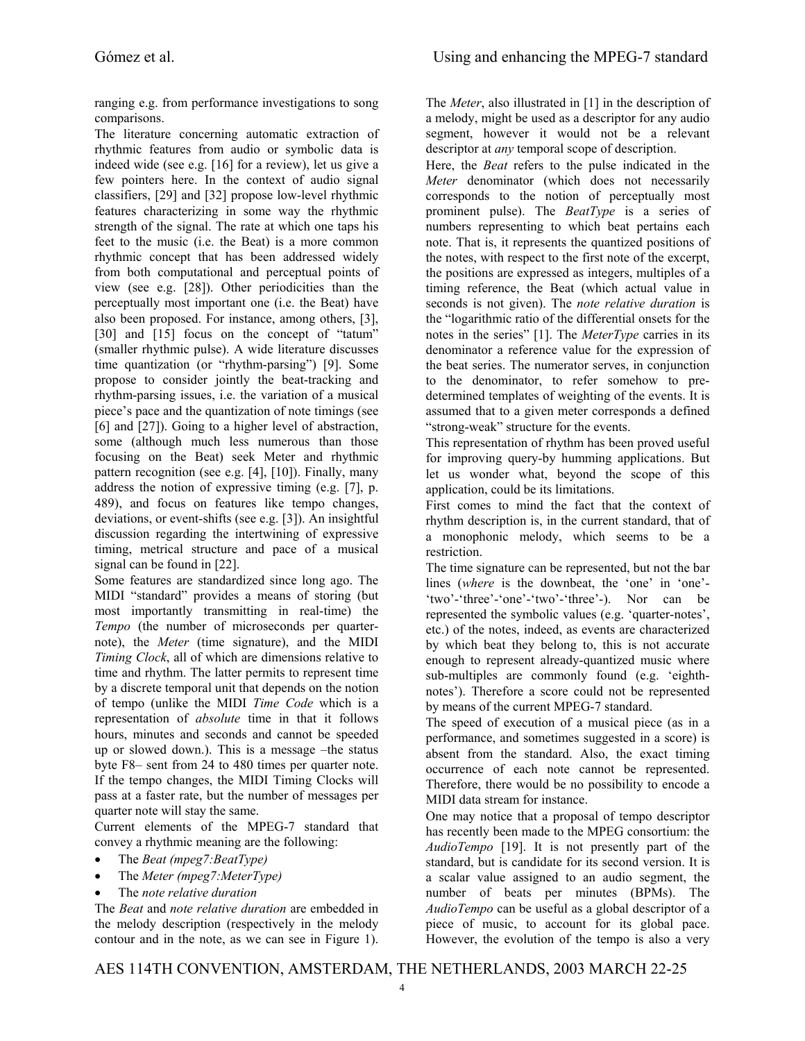ranging e.g. from performance investigations to song comparisons.

The literature concerning automatic extraction of rhythmic features from audio or symbolic data is indeed wide (see e.g. [16] for a review), let us give a few pointers here. In the context of audio signal classifiers, [29] and [32] propose low-level rhythmic features characterizing in some way the rhythmic strength of the signal. The rate at which one taps his feet to the music (i.e. the Beat) is a more common rhythmic concept that has been addressed widely from both computational and perceptual points of view (see e.g. [28]). Other periodicities than the perceptually most important one (i.e. the Beat) have also been proposed. For instance, among others, [3], [30] and [15] focus on the concept of "tatum" (smaller rhythmic pulse). A wide literature discusses time quantization (or "rhythm-parsing") [9]. Some propose to consider jointly the beat-tracking and rhythm-parsing issues, i.e. the variation of a musical piece's pace and the quantization of note timings (see [6] and [27]). Going to a higher level of abstraction, some (although much less numerous than those focusing on the Beat) seek Meter and rhythmic pattern recognition (see e.g. [4], [10]). Finally, many address the notion of expressive timing (e.g. [7], p. 489), and focus on features like tempo changes, deviations, or event-shifts (see e.g. [3]). An insightful discussion regarding the intertwining of expressive timing, metrical structure and pace of a musical signal can be found in [22].

Some features are standardized since long ago. The MIDI "standard" provides a means of storing (but most importantly transmitting in real-time) the *Tempo* (the number of microseconds per quarter-note), the *Meter* (time signature), and the MIDI *Timing Clock*, all of which are dimensions relative to time and rhythm. The latter permits to represent time by a discrete temporal unit that depends on the notion of tempo (unlike the MIDI *Time Code* which is a representation of *absolute* time in that it follows hours, minutes and seconds and cannot be speeded up or slowed down.). This is a message –the status byte F8– sent from 24 to 480 times per quarter note. If the tempo changes, the MIDI Timing Clocks will pass at a faster rate, but the number of messages per quarter note will stay the same.

Current elements of the MPEG-7 standard that convey a rhythmic meaning are the following:

- The *Beat (mpeg7:BeatType)*
- The *Meter (mpeg7:MeterType)*
- The *note relative duration*

The *Beat* and *note relative duration* are embedded in the melody description (respectively in the melody contour and in the note, as we can see in Figure 1). The *Meter*, also illustrated in [1] in the description of a melody, might be used as a descriptor for any audio segment, however it would not be a relevant descriptor at *any* temporal scope of description.

Here, the *Beat* refers to the pulse indicated in the *Meter* denominator (which does not necessarily corresponds to the notion of perceptually most prominent pulse). The *BeatType* is a series of numbers representing to which beat pertains each note. That is, it represents the quantized positions of the notes, with respect to the first note of the excerpt, the positions are expressed as integers, multiples of a timing reference, the Beat (which actual value in seconds is not given). The *note relative duration* is the "logarithmic ratio of the differential onsets for the notes in the series" [1]. The *MeterType* carries in its denominator a reference value for the expression of the beat series. The numerator serves, in conjunction to the denominator, to refer somehow to pre-determined templates of weighting of the events. It is assumed that to a given meter corresponds a defined "strong-weak" structure for the events.

This representation of rhythm has been proved useful for improving query-by humming applications. But let us wonder what, beyond the scope of this application, could be its limitations.

First comes to mind the fact that the context of rhythm description is, in the current standard, that of a monophonic melody, which seems to be a restriction.

The time signature can be represented, but not the bar lines (*where* is the downbeat, the 'one' in 'one'-'two'-'three'-'one'-'two'-'three'-). Nor can be represented the symbolic values (e.g. 'quarter-notes', etc.) of the notes, indeed, as events are characterized by which beat they belong to, this is not accurate enough to represent already-quantized music where sub-multiples are commonly found (e.g. 'eighth-notes'). Therefore a score could not be represented by means of the current MPEG-7 standard.

The speed of execution of a musical piece (as in a performance, and sometimes suggested in a score) is absent from the standard. Also, the exact timing occurrence of each note cannot be represented. Therefore, there would be no possibility to encode a MIDI data stream for instance.

One may notice that a proposal of tempo descriptor has recently been made to the MPEG consortium: the *AudioTempo* [19]. It is not presently part of the standard, but is candidate for its second version. It is a scalar value assigned to an audio segment, the number of beats per minutes (BPMs). The *AudioTempo* can be useful as a global descriptor of a piece of music, to account for its global pace. However, the evolution of the tempo is also a very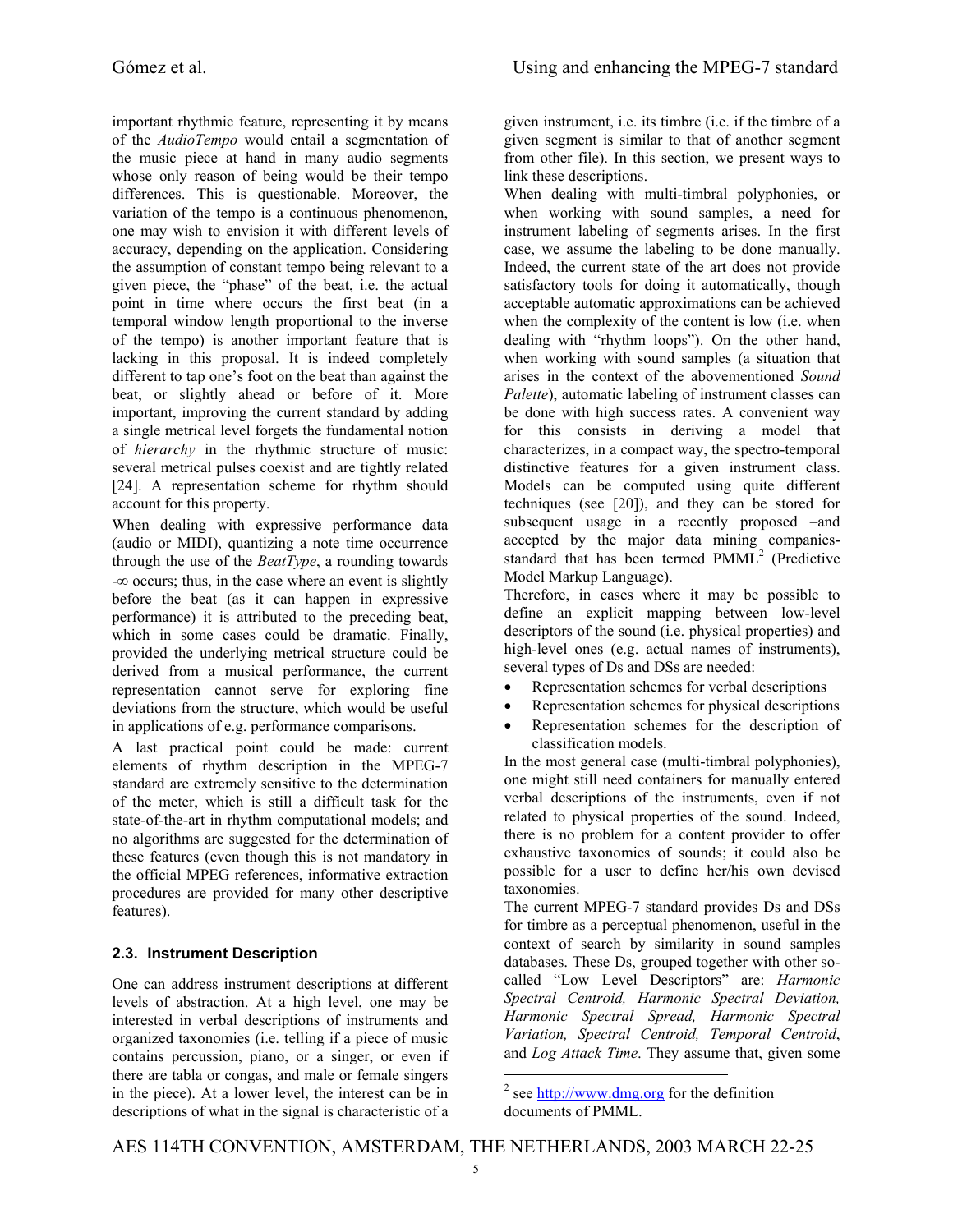important rhythmic feature, representing it by means of the *AudioTempo* would entail a segmentation of the music piece at hand in many audio segments whose only reason of being would be their tempo differences. This is questionable. Moreover, the variation of the tempo is a continuous phenomenon, one may wish to envision it with different levels of accuracy, depending on the application. Considering the assumption of constant tempo being relevant to a given piece, the "phase" of the beat, i.e. the actual point in time where occurs the first beat (in a temporal window length proportional to the inverse of the tempo) is another important feature that is lacking in this proposal. It is indeed completely different to tap one's foot on the beat than against the beat, or slightly ahead or before of it. More important, improving the current standard by adding a single metrical level forgets the fundamental notion of *hierarchy* in the rhythmic structure of music: several metrical pulses coexist and are tightly related [24]. A representation scheme for rhythm should account for this property.

When dealing with expressive performance data (audio or MIDI), quantizing a note time occurrence through the use of the *BeatType*, a rounding towards $-\infty$ occurs; thus, in the case where an event is slightly before the beat (as it can happen in expressive performance) it is attributed to the preceding beat, which in some cases could be dramatic. Finally, provided the underlying metrical structure could be derived from a musical performance, the current representation cannot serve for exploring fine deviations from the structure, which would be useful in applications of e.g. performance comparisons.

A last practical point could be made: current elements of rhythm description in the MPEG-7 standard are extremely sensitive to the determination of the meter, which is still a difficult task for the state-of-the-art in rhythm computational models; and no algorithms are suggested for the determination of these features (even though this is not mandatory in the official MPEG references, informative extraction procedures are provided for many other descriptive features).

### 2.3. Instrument Description

One can address instrument descriptions at different levels of abstraction. At a high level, one may be interested in verbal descriptions of instruments and organized taxonomies (i.e. telling if a piece of music contains percussion, piano, or a singer, or even if there are tabla or congas, and male or female singers in the piece). At a lower level, the interest can be in descriptions of what in the signal is characteristic of a given instrument, i.e. its timbre (i.e. if the timbre of a given segment is similar to that of another segment from other file). In this section, we present ways to link these descriptions.

When dealing with multi-timbral polyphonies, or when working with sound samples, a need for instrument labeling of segments arises. In the first case, we assume the labeling to be done manually. Indeed, the current state of the art does not provide satisfactory tools for doing it automatically, though acceptable automatic approximations can be achieved when the complexity of the content is low (i.e. when dealing with "rhythm loops"). On the other hand, when working with sound samples (a situation that arises in the context of the abovementioned *Sound Palette*), automatic labeling of instrument classes can be done with high success rates. A convenient way for this consists in deriving a model that characterizes, in a compact way, the spectro-temporal distinctive features for a given instrument class. Models can be computed using quite different techniques (see [20]), and they can be stored for subsequent usage in a recently proposed –and accepted by the major data mining companies-standard that has been termed PMML[2] (Predictive Model Markup Language).

Therefore, in cases where it may be possible to define an explicit mapping between low-level descriptors of the sound (i.e. physical properties) and high-level ones (e.g. actual names of instruments), several types of Ds and DSs are needed:

- Representation schemes for verbal descriptions
- Representation schemes for physical descriptions
- Representation schemes for the description of classification models.

In the most general case (multi-timbral polyphonies), one might still need containers for manually entered verbal descriptions of the instruments, even if not related to physical properties of the sound. Indeed, there is no problem for a content provider to offer exhaustive taxonomies of sounds; it could also be possible for a user to define her/his own devised taxonomies.

The current MPEG-7 standard provides Ds and DSs for timbre as a perceptual phenomenon, useful in the context of search by similarity in sound samples databases. These Ds, grouped together with other so-called "Low Level Descriptors" are: *Harmonic Spectral Centroid, Harmonic Spectral Deviation, Harmonic Spectral Spread, Harmonic Spectral Variation, Spectral Centroid, Temporal Centroid*, and *Log Attack Time*. They assume that, given some

[2] see http://www.dmg.org for the definition documents of PMML.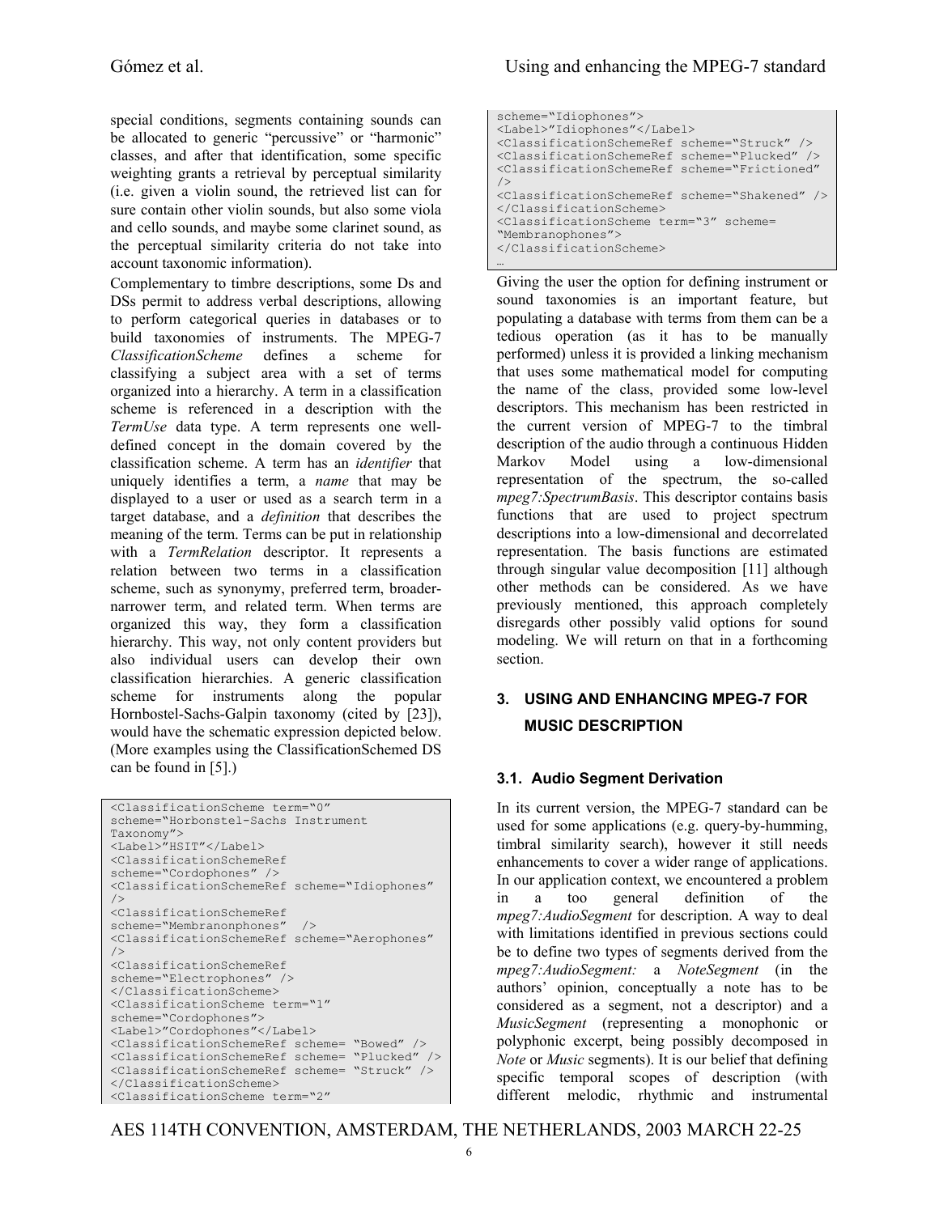special conditions, segments containing sounds can be allocated to generic "percussive" or "harmonic" classes, and after that identification, some specific weighting grants a retrieval by perceptual similarity (i.e. given a violin sound, the retrieved list can for sure contain other violin sounds, but also some viola and cello sounds, and maybe some clarinet sound, as the perceptual similarity criteria do not take into account taxonomic information).

Complementary to timbre descriptions, some Ds and DSs permit to address verbal descriptions, allowing to perform categorical queries in databases or to build taxonomies of instruments. The MPEG-7 *ClassificationScheme* defines a scheme for classifying a subject area with a set of terms organized into a hierarchy. A term in a classification scheme is referenced in a description with the *TermUse* data type. A term represents one well-defined concept in the domain covered by the classification scheme. A term has an *identifier* that uniquely identifies a term, a *name* that may be displayed to a user or used as a search term in a target database, and a *definition* that describes the meaning of the term. Terms can be put in relationship with a *TermRelation* descriptor. It represents a relation between two terms in a classification scheme, such as synonymy, preferred term, broader-narrower term, and related term. When terms are organized this way, they form a classification hierarchy. This way, not only content providers but also individual users can develop their own classification hierarchies. A generic classification scheme for instruments along the popular Hornbostel-Sachs-Galpin taxonomy (cited by [23]), would have the schematic expression depicted below. (More examples using the ClassificationSchemed DS can be found in [5].)

```
<ClassificationScheme term="0"
scheme="Horbonstel-Sachs Instrument
Taxonomy">
<Label>"HSIT"</Label>
<ClassificationSchemeRef
scheme="Cordophones" />
<ClassificationSchemeRef scheme="Idiophones"
/>
<ClassificationSchemeRef
scheme="Membranonphones"  />
<ClassificationSchemeRef scheme="Aerophones"
/>
<ClassificationSchemeRef
scheme="Electrophones" />
</ClassificationScheme>
<ClassificationScheme term="1"
scheme="Cordophones">
<Label>"Cordophones"</Label>
<ClassificationSchemeRef scheme= "Bowed" />
<ClassificationSchemeRef scheme= "Plucked" />
<ClassificationSchemeRef scheme= "Struck" />
</ClassificationScheme>
<ClassificationScheme term="2"
scheme="Idiophones">
<Label>"Idiophones"</Label>
<ClassificationSchemeRef scheme="Struck" />
<ClassificationSchemeRef scheme="Plucked" />
<ClassificationSchemeRef scheme="Frictioned"
/>
<ClassificationSchemeRef scheme="Shakened" />
</ClassificationScheme>
<ClassificationScheme term="3" scheme=
"Membranophones">
</ClassificationScheme>
…
```

Giving the user the option for defining instrument or sound taxonomies is an important feature, but populating a database with terms from them can be a tedious operation (as it has to be manually performed) unless it is provided a linking mechanism that uses some mathematical model for computing the name of the class, provided some low-level descriptors. This mechanism has been restricted in the current version of MPEG-7 to the timbral description of the audio through a continuous Hidden Markov Model using a low-dimensional representation of the spectrum, the so-called *mpeg7:SpectrumBasis*. This descriptor contains basis functions that are used to project spectrum descriptions into a low-dimensional and decorrelated representation. The basis functions are estimated through singular value decomposition [11] although other methods can be considered. As we have previously mentioned, this approach completely disregards other possibly valid options for sound modeling. We will return on that in a forthcoming section.

## 3. USING AND ENHANCING MPEG-7 FOR MUSIC DESCRIPTION

### 3.1. Audio Segment Derivation

In its current version, the MPEG-7 standard can be used for some applications (e.g. query-by-humming, timbral similarity search), however it still needs enhancements to cover a wider range of applications. In our application context, we encountered a problem in a too general definition of the *mpeg7:AudioSegment* for description. A way to deal with limitations identified in previous sections could be to define two types of segments derived from the *mpeg7:AudioSegment:* a *NoteSegment* (in the authors' opinion, conceptually a note has to be considered as a segment, not a descriptor) and a *MusicSegment* (representing a monophonic or polyphonic excerpt, being possibly decomposed in *Note* or *Music* segments). It is our belief that defining specific temporal scopes of description (with different melodic, rhythmic and instrumental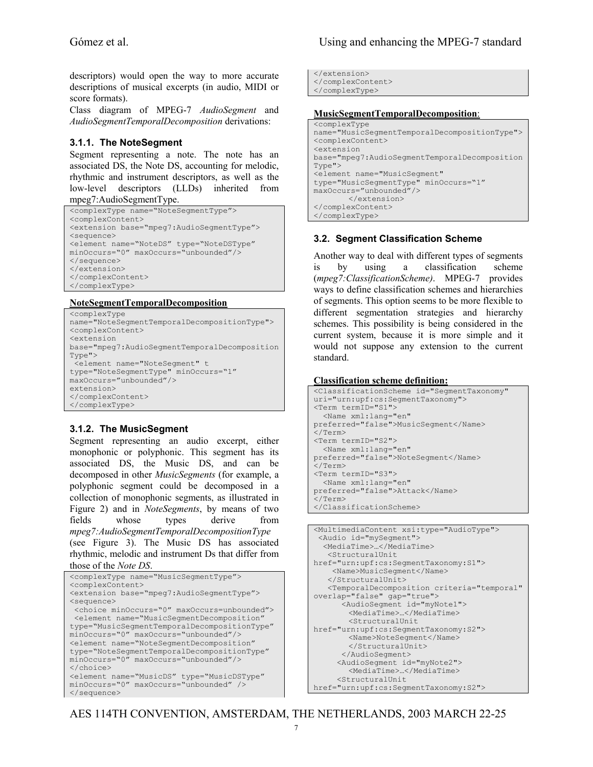descriptors) would open the way to more accurate descriptions of musical excerpts (in audio, MIDI or score formats).

Class diagram of MPEG-7 *AudioSegment* and *AudioSegmentTemporalDecomposition* derivations:

### 3.1.1. The NoteSegment

Segment representing a note. The note has an associated DS, the Note DS, accounting for melodic, rhythmic and instrument descriptors, as well as the low-level descriptors (LLDs) inherited from mpeg7:AudioSegmentType.

```
<complexType name="NoteSegmentType">
<complexContent>
<extension base="mpeg7:AudioSegmentType">
<sequence>
<element name="NoteDS" type="NoteDSType"
minOccurs="0" maxOccurs="unbounded"/>
</sequence>
</extension>
</complexContent>
</complexType>
```

**NoteSegmentTemporalDecomposition**

```
<complexType
name="NoteSegmentTemporalDecompositionType">
<complexContent>
<extension
base="mpeg7:AudioSegmentTemporalDecomposition
Type">
 <element name="NoteSegment" t
type="NoteSegmentType" minOccurs="1"
maxOccurs="unbounded"/>
extension>
</complexContent>
</complexType>
```

### 3.1.2. The MusicSegment

Segment representing an audio excerpt, either monophonic or polyphonic. This segment has its associated DS, the Music DS, and can be decomposed in other *MusicSegments* (for example, a polyphonic segment could be decomposed in a collection of monophonic segments, as illustrated in Figure 2) and in *NoteSegments*, by means of two fields whose types derive from *mpeg7:AudioSegmentTemporalDecompositionType* (see Figure 3). The Music DS has associated rhythmic, melodic and instrument Ds that differ from those of the *Note DS*.

```
<complexType name="MusicSegmentType">
<complexContent>
<extension base="mpeg7:AudioSegmentType">
<sequence>
 <choice minOccurs="0" maxOccurs=unbounded">
 <element name="MusicSegmentDecomposition"
type="MusicSegmentTemporalDecompositionType"
minOccurs="0" maxOccurs="unbounded"/>
<element name="NoteSegmentDecomposition"
type="NoteSegmentTemporalDecompositionType"
minOccurs="0" maxOccurs="unbounded"/>
</choice>
<element name="MusicDS" type="MusicDSType"
minOccurs="0" maxOccurs="unbounded" />
</sequence>
</extension>
</complexContent>
</complexType>
```

**MusicSegmentTemporalDecomposition**:

```
<complexType
name="MusicSegmentTemporalDecompositionType">
<complexContent>
<extension
base="mpeg7:AudioSegmentTemporalDecomposition
Type">
<element name="MusicSegment"
type="MusicSegmentType" minOccurs="1"
maxOccurs="unbounded"/>
        </extension>
</complexContent>
</complexType>
```

## 3.2. Segment Classification Scheme

Another way to deal with different types of segments is by using a classification scheme (*mpeg7:ClassificationScheme)*. MPEG-7 provides ways to define classification schemes and hierarchies of segments. This option seems to be more flexible to different segmentation strategies and hierarchy schemes. This possibility is being considered in the current system, because it is more simple and it would not suppose any extension to the current standard.

**Classification scheme definition:**

```
<ClassificationScheme id="SegmentTaxonomy"
uri="urn:upf:cs:SegmentTaxonomy">
<Term termID="S1">
  <Name xml:lang="en"
preferred="false">MusicSegment</Name>
</Term>
<Term termID="S2">
  <Name xml:lang="en"
preferred="false">NoteSegment</Name>
</Term>
<Term termID="S3">
  <Name xml:lang="en"
preferred="false">Attack</Name>
</Term>
</ClassificationScheme>
```

```
<MultimediaContent xsi:type="AudioType">
 <Audio id="mySegment">
  <MediaTime>…</MediaTime>
   <StructuralUnit
href="urn:upf:cs:SegmentTaxonomy:S1">
    <Name>MusicSegment</Name>
   </StructuralUnit>
   <TemporalDecomposition criteria="temporal"
overlap="false" gap="true">
      <AudioSegment id="myNote1">
        <MediaTime>…</MediaTime>
        <StructuralUnit
href="urn:upf:cs:SegmentTaxonomy:S2">
        <Name>NoteSegment</Name>
        </StructuralUnit>
      </AudioSegment>
     <AudioSegment id="myNote2">
        <MediaTime>…</MediaTime>
     <StructuralUnit
href="urn:upf:cs:SegmentTaxonomy:S2">
```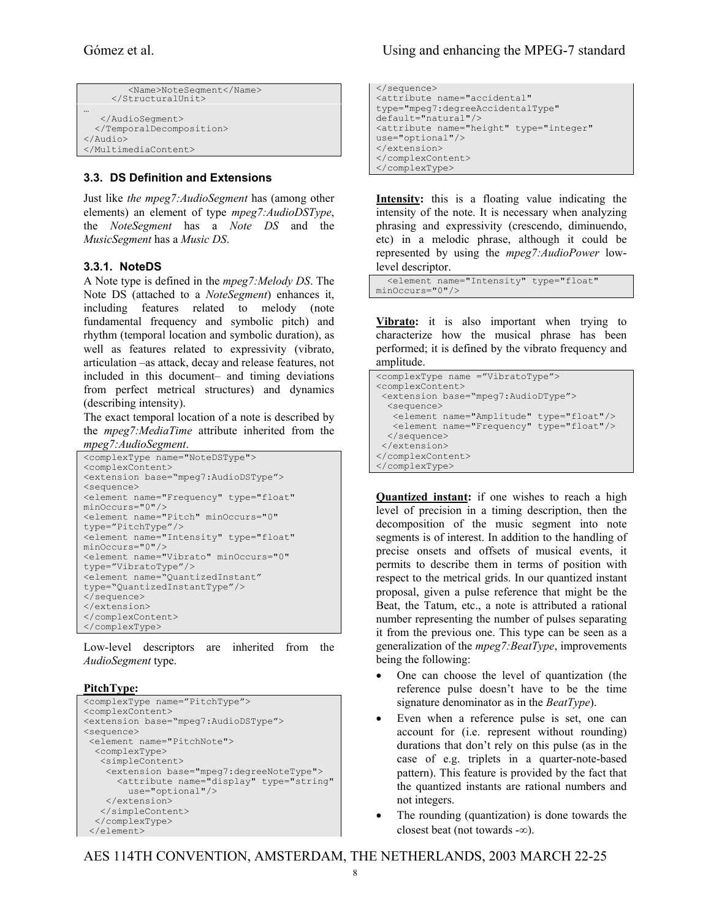```
        <Name>NoteSegment</Name>
      </StructuralUnit>
…
   </AudioSegment>
  </TemporalDecomposition>
</Audio>
</MultimediaContent>
```

### 3.3. DS Definition and Extensions

Just like *the mpeg7:AudioSegment* has (among other elements) an element of type *mpeg7:AudioDSType*, the *NoteSegment* has a *Note DS* and the *MusicSegment* has a *Music DS*.

#### 3.3.1. NoteDS

A Note type is defined in the *mpeg7:Melody DS*. The Note DS (attached to a *NoteSegment*) enhances it, including features related to melody (note fundamental frequency and symbolic pitch) and rhythm (temporal location and symbolic duration), as well as features related to expressivity (vibrato, articulation –as attack, decay and release features, not included in this document– and timing deviations from perfect metrical structures) and dynamics (describing intensity).

The exact temporal location of a note is described by the *mpeg7:MediaTime* attribute inherited from the *mpeg7:AudioSegment*.

```
<complexType name="NoteDSType">
<complexContent>
<extension base="mpeg7:AudioDSType">
<sequence>
<element name="Frequency" type="float"
minOccurs="0"/>
<element name="Pitch" minOccurs="0"
type="PitchType"/>
<element name="Intensity" type="float"
minOccurs="0"/>
<element name="Vibrato" minOccurs="0"
type="VibratoType"/>
<element name="QuantizedInstant"
type="QuantizedInstantType"/>
</sequence>
</extension>
</complexContent>
</complexType>
```

Low-level descriptors are inherited from the *AudioSegment* type.

**PitchType:**

```
<complexType name="PitchType">
<complexContent>
<extension base="mpeg7:AudioDSType">
<sequence>
 <element name="PitchNote">
  <complexType>
   <simpleContent>
    <extension base="mpeg7:degreeNoteType">
      <attribute name="display" type="string"
        use="optional"/>
    </extension>
   </simpleContent>
  </complexType>
 </element>
</sequence>
<attribute name="accidental"
type="mpeg7:degreeAccidentalType"
default="natural"/>
<attribute name="height" type="integer"
use="optional"/>
</extension>
</complexContent>
</complexType>
```

**Intensity:** this is a floating value indicating the intensity of the note. It is necessary when analyzing phrasing and expressivity (crescendo, diminuendo, etc) in a melodic phrase, although it could be represented by using the *mpeg7:AudioPower* low-level descriptor.

```
  <element name="Intensity" type="float"
minOccurs="0"/>
```

**Vibrato:** it is also important when trying to characterize how the musical phrase has been performed; it is defined by the vibrato frequency and amplitude.

```
<complexType name ="VibratoType">
<complexContent>
 <extension base="mpeg7:AudioDType">
  <sequence>
   <element name="Amplitude" type="float"/>
   <element name="Frequency" type="float"/>
  </sequence>
 </extension>
</complexContent>
</complexType>
```

**Quantized instant:** if one wishes to reach a high level of precision in a timing description, then the decomposition of the music segment into note segments is of interest. In addition to the handling of precise onsets and offsets of musical events, it permits to describe them in terms of position with respect to the metrical grids. In our quantized instant proposal, given a pulse reference that might be the Beat, the Tatum, etc., a note is attributed a rational number representing the number of pulses separating it from the previous one. This type can be seen as a generalization of the *mpeg7:BeatType*, improvements being the following:

- One can choose the level of quantization (the reference pulse doesn't have to be the time signature denominator as in the *BeatType*).
- Even when a reference pulse is set, one can account for (i.e. represent without rounding) durations that don't rely on this pulse (as in the case of e.g. triplets in a quarter-note-based pattern). This feature is provided by the fact that the quantized instants are rational numbers and not integers.
- The rounding (quantization) is done towards the closest beat (not towards $-\infty$).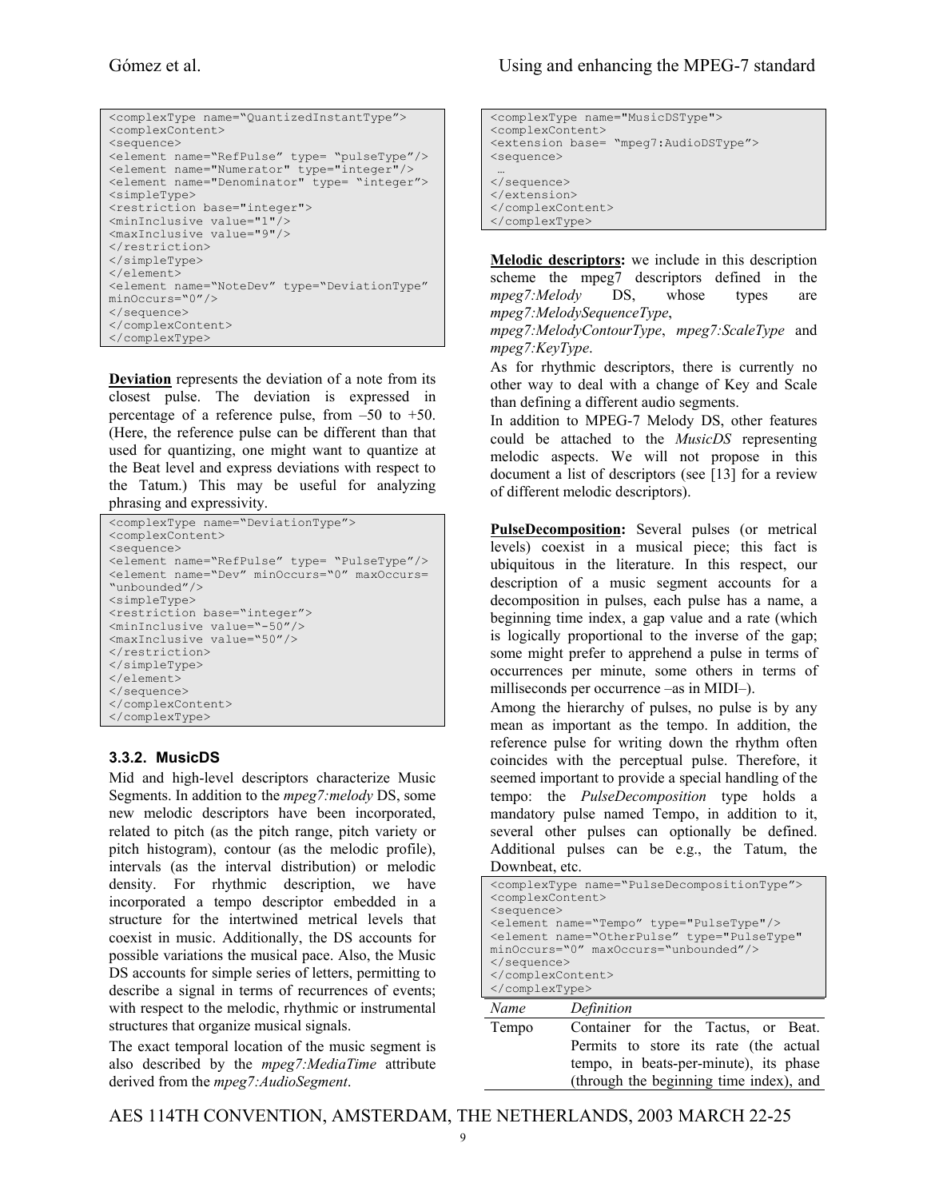```
<complexType name="QuantizedInstantType">
<complexContent>
<sequence>
<element name="RefPulse" type= "pulseType"/>
<element name="Numerator" type="integer"/>
<element name="Denominator" type= "integer">
<simpleType>
<restriction base="integer">
<minInclusive value="1"/>
<maxInclusive value="9"/>
</restriction>
</simpleType>
</element>
<element name="NoteDev" type="DeviationType"
minOccurs="0"/>
</sequence>
</complexContent>
</complexType>
```

**Deviation** represents the deviation of a note from its closest pulse. The deviation is expressed in percentage of a reference pulse, from –50 to +50. (Here, the reference pulse can be different than that used for quantizing, one might want to quantize at the Beat level and express deviations with respect to the Tatum.) This may be useful for analyzing phrasing and expressivity.

```
<complexType name="DeviationType">
<complexContent>
<sequence>
<element name="RefPulse" type= "PulseType"/>
<element name="Dev" minOccurs="0" maxOccurs=
"unbounded"/>
<simpleType>
<restriction base="integer">
<minInclusive value="-50"/>
<maxInclusive value="50"/>
</restriction>
</simpleType>
</element>
</sequence>
</complexContent>
</complexType>
```

### 3.3.2. MusicDS

Mid and high-level descriptors characterize Music Segments. In addition to the *mpeg7:melody* DS, some new melodic descriptors have been incorporated, related to pitch (as the pitch range, pitch variety or pitch histogram), contour (as the melodic profile), intervals (as the interval distribution) or melodic density. For rhythmic description, we have incorporated a tempo descriptor embedded in a structure for the intertwined metrical levels that coexist in music. Additionally, the DS accounts for possible variations the musical pace. Also, the Music DS accounts for simple series of letters, permitting to describe a signal in terms of recurrences of events; with respect to the melodic, rhythmic or instrumental structures that organize musical signals.

The exact temporal location of the music segment is also described by the *mpeg7:MediaTime* attribute derived from the *mpeg7:AudioSegment*.

```
<complexType name="MusicDSType">
<complexContent>
<extension base= "mpeg7:AudioDSType">
<sequence>
 …
</sequence>
</extension>
</complexContent>
</complexType>
```

**Melodic descriptors:** we include in this description scheme the mpeg7 descriptors defined in the *mpeg7:Melody* DS, whose types are *mpeg7:MelodySequenceType*, *mpeg7:MelodyContourType*, *mpeg7:ScaleType* and *mpeg7:KeyType*.

As for rhythmic descriptors, there is currently no other way to deal with a change of Key and Scale than defining a different audio segments.

In addition to MPEG-7 Melody DS, other features could be attached to the *MusicDS* representing melodic aspects. We will not propose in this document a list of descriptors (see [13] for a review of different melodic descriptors).

**PulseDecomposition:** Several pulses (or metrical levels) coexist in a musical piece; this fact is ubiquitous in the literature. In this respect, our description of a music segment accounts for a decomposition in pulses, each pulse has a name, a beginning time index, a gap value and a rate (which is logically proportional to the inverse of the gap; some might prefer to apprehend a pulse in terms of occurrences per minute, some others in terms of milliseconds per occurrence –as in MIDI–).

Among the hierarchy of pulses, no pulse is by any mean as important as the tempo. In addition, the reference pulse for writing down the rhythm often coincides with the perceptual pulse. Therefore, it seemed important to provide a special handling of the tempo: the *PulseDecomposition* type holds a mandatory pulse named Tempo, in addition to it, several other pulses can optionally be defined. Additional pulses can be e.g., the Tatum, the Downbeat, etc.

```
<complexType name="PulseDecompositionType">
<complexContent>
<sequence>
<element name="Tempo" type="PulseType"/>
<element name="OtherPulse" type="PulseType"
minOccurs="0" maxOccurs="unbounded"/>
</sequence>
</complexContent>
</complexType>
```

| *Name* | *Definition* |
|---|---|
| Tempo | Container for the Tactus, or Beat. Permits to store its rate (the actual tempo, in beats-per-minute), its phase (through the beginning time index), and |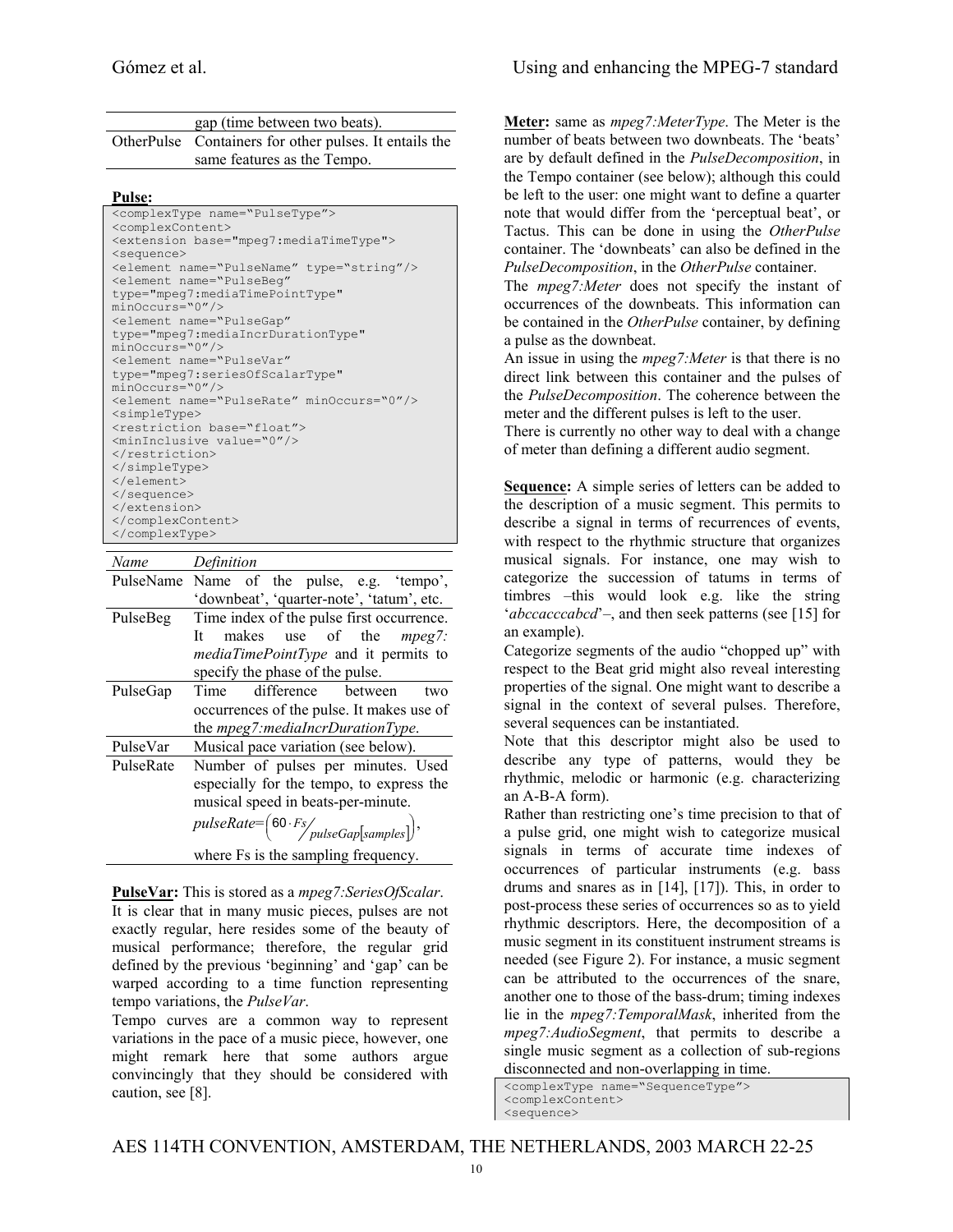| | |
|---|---|
| | gap (time between two beats). |
| OtherPulse | Containers for other pulses. It entails the same features as the Tempo. |

**Pulse:**

```
<complexType name="PulseType">
<complexContent>
<extension base="mpeg7:mediaTimeType">
<sequence>
<element name="PulseName" type="string"/>
<element name="PulseBeg"
type="mpeg7:mediaTimePointType"
minOccurs="0"/>
<element name="PulseGap"
type="mpeg7:mediaIncrDurationType"
minOccurs="0"/>
<element name="PulseVar"
type="mpeg7:seriesOfScalarType"
minOccurs="0"/>
<element name="PulseRate" minOccurs="0"/>
<simpleType>
<restriction base="float">
<minInclusive value="0"/>
</restriction>
</simpleType>
</element>
</sequence>
</extension>
</complexContent>
</complexType>
```

| *Name* | *Definition* |
|---|---|
| PulseName | Name of the pulse, e.g. 'tempo', 'downbeat', 'quarter-note', 'tatum', etc. |
| PulseBeg | Time index of the pulse first occurrence. It makes use of the *mpeg7: mediaTimePointType* and it permits to specify the phase of the pulse. |
| PulseGap | Time difference between two occurrences of the pulse. It makes use of the *mpeg7:mediaIncrDurationType*. |
| PulseVar | Musical pace variation (see below). |
| PulseRate | Number of pulses per minutes. Used especially for the tempo, to express the musical speed in beats-per-minute. $pulseRate = \left( 60 \cdot Fs / pulseGap[samples] \right)$, where Fs is the sampling frequency. |

**PulseVar:** This is stored as a *mpeg7:SeriesOfScalar*. It is clear that in many music pieces, pulses are not exactly regular, here resides some of the beauty of musical performance; therefore, the regular grid defined by the previous 'beginning' and 'gap' can be warped according to a time function representing tempo variations, the *PulseVar*.

Tempo curves are a common way to represent variations in the pace of a music piece, however, one might remark here that some authors argue convincingly that they should be considered with caution, see [8].

**Meter:** same as *mpeg7:MeterType*. The Meter is the number of beats between two downbeats. The 'beats' are by default defined in the *PulseDecomposition*, in the Tempo container (see below); although this could be left to the user: one might want to define a quarter note that would differ from the 'perceptual beat', or Tactus. This can be done in using the *OtherPulse* container. The 'downbeats' can also be defined in the *PulseDecomposition*, in the *OtherPulse* container.

The *mpeg7:Meter* does not specify the instant of occurrences of the downbeats. This information can be contained in the *OtherPulse* container, by defining a pulse as the downbeat.

An issue in using the *mpeg7:Meter* is that there is no direct link between this container and the pulses of the *PulseDecomposition*. The coherence between the meter and the different pulses is left to the user.

There is currently no other way to deal with a change of meter than defining a different audio segment.

**Sequence:** A simple series of letters can be added to the description of a music segment. This permits to describe a signal in terms of recurrences of events, with respect to the rhythmic structure that organizes musical signals. For instance, one may wish to categorize the succession of tatums in terms of timbres –this would look e.g. like the string '*abccacccabcd*'–, and then seek patterns (see [15] for an example).

Categorize segments of the audio "chopped up" with respect to the Beat grid might also reveal interesting properties of the signal. One might want to describe a signal in the context of several pulses. Therefore, several sequences can be instantiated.

Note that this descriptor might also be used to describe any type of patterns, would they be rhythmic, melodic or harmonic (e.g. characterizing an A-B-A form).

Rather than restricting one's time precision to that of a pulse grid, one might wish to categorize musical signals in terms of accurate time indexes of occurrences of particular instruments (e.g. bass drums and snares as in [14], [17]). This, in order to post-process these series of occurrences so as to yield rhythmic descriptors. Here, the decomposition of a music segment in its constituent instrument streams is needed (see Figure 2). For instance, a music segment can be attributed to the occurrences of the snare, another one to those of the bass-drum; timing indexes lie in the *mpeg7:TemporalMask*, inherited from the *mpeg7:AudioSegment*, that permits to describe a single music segment as a collection of sub-regions disconnected and non-overlapping in time.

```
<complexType name="SequenceType">
<complexContent>
<sequence>
```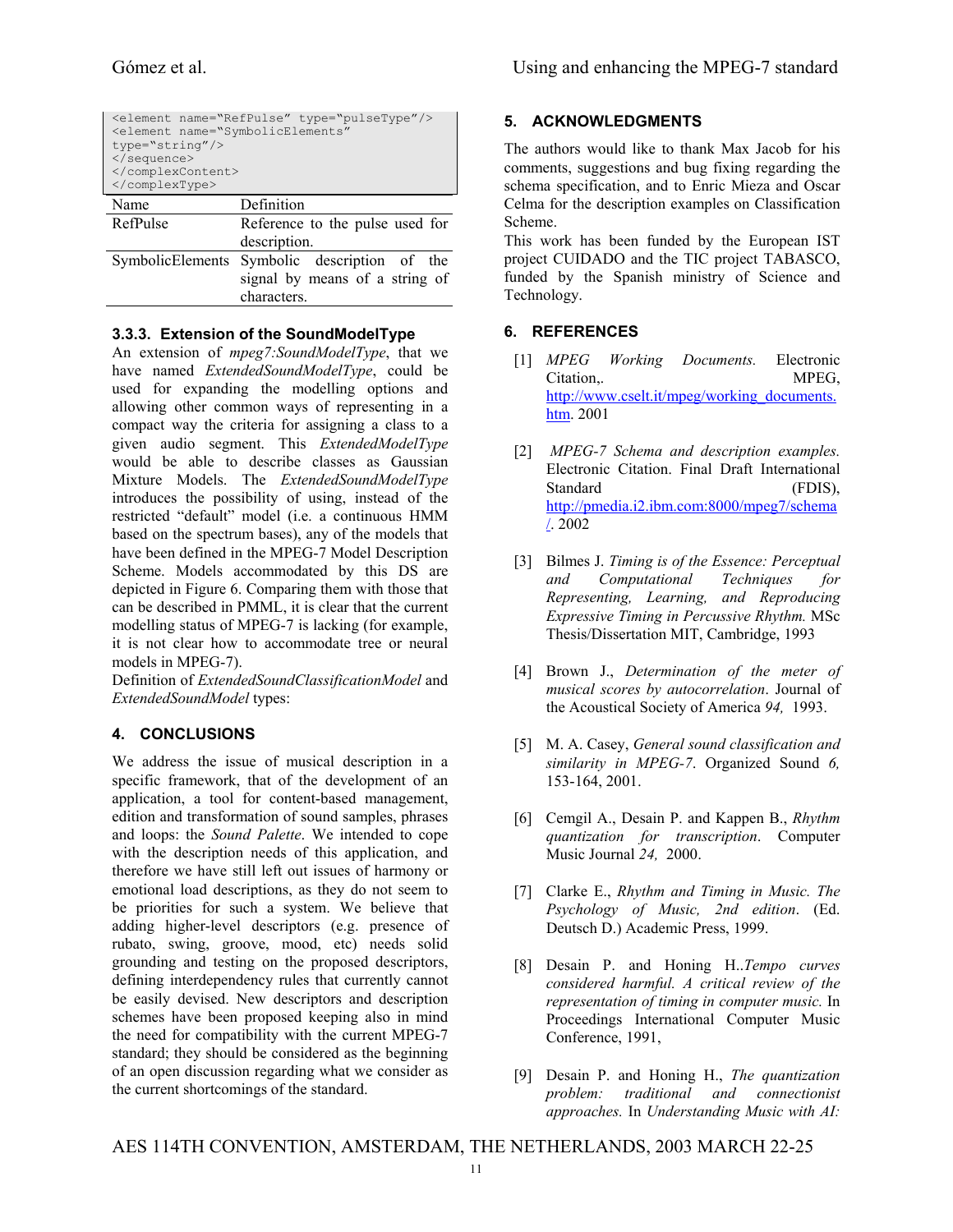```
<element name="RefPulse" type="pulseType"/>
<element name="SymbolicElements"
type="string"/>
</sequence>
</complexContent>
</complexType>
```

| Name | Definition |
|---|---|
| RefPulse | Reference to the pulse used for description. |
| SymbolicElements | Symbolic description of the signal by means of a string of characters. |

### 3.3.3. Extension of the SoundModelType

An extension of *mpeg7:SoundModelType*, that we have named *ExtendedSoundModelType*, could be used for expanding the modelling options and allowing other common ways of representing in a compact way the criteria for assigning a class to a given audio segment. This *ExtendedModelType* would be able to describe classes as Gaussian Mixture Models. The *ExtendedSoundModelType* introduces the possibility of using, instead of the restricted "default" model (i.e. a continuous HMM based on the spectrum bases), any of the models that have been defined in the MPEG-7 Model Description Scheme. Models accommodated by this DS are depicted in Figure 6. Comparing them with those that can be described in PMML, it is clear that the current modelling status of MPEG-7 is lacking (for example, it is not clear how to accommodate tree or neural models in MPEG-7).

Definition of *ExtendedSoundClassificationModel* and *ExtendedSoundModel* types:

## 4. CONCLUSIONS

We address the issue of musical description in a specific framework, that of the development of an application, a tool for content-based management, edition and transformation of sound samples, phrases and loops: the *Sound Palette*. We intended to cope with the description needs of this application, and therefore we have still left out issues of harmony or emotional load descriptions, as they do not seem to be priorities for such a system. We believe that adding higher-level descriptors (e.g. presence of rubato, swing, groove, mood, etc) needs solid grounding and testing on the proposed descriptors, defining interdependency rules that currently cannot be easily devised. New descriptors and description schemes have been proposed keeping also in mind the need for compatibility with the current MPEG-7 standard; they should be considered as the beginning of an open discussion regarding what we consider as the current shortcomings of the standard.

## 5. ACKNOWLEDGMENTS

The authors would like to thank Max Jacob for his comments, suggestions and bug fixing regarding the schema specification, and to Enric Mieza and Oscar Celma for the description examples on Classification Scheme.

This work has been funded by the European IST project CUIDADO and the TIC project TABASCO, funded by the Spanish ministry of Science and Technology.

## 6. REFERENCES

[1] *MPEG Working Documents.* Electronic Citation,. MPEG, http://www.cselt.it/mpeg/working_documents.htm. 2001

[2] *MPEG-7 Schema and description examples.* Electronic Citation. Final Draft International Standard (FDIS), http://pmedia.i2.ibm.com:8000/mpeg7/schema/. 2002

[3] Bilmes J. *Timing is of the Essence: Perceptual and Computational Techniques for Representing, Learning, and Reproducing Expressive Timing in Percussive Rhythm.* MSc Thesis/Dissertation MIT, Cambridge, 1993

[4] Brown J., *Determination of the meter of musical scores by autocorrelation*. Journal of the Acoustical Society of America *94,* 1993.

[5] M. A. Casey, *General sound classification and similarity in MPEG-7*. Organized Sound *6,* 153-164, 2001.

[6] Cemgil A., Desain P. and Kappen B., *Rhythm quantization for transcription*. Computer Music Journal *24,* 2000.

[7] Clarke E., *Rhythm and Timing in Music. The Psychology of Music, 2nd edition*. (Ed. Deutsch D.) Academic Press, 1999.

[8] Desain P. and Honing H..*Tempo curves considered harmful. A critical review of the representation of timing in computer music.* In Proceedings International Computer Music Conference, 1991,

[9] Desain P. and Honing H., *The quantization problem: traditional and connectionist approaches.* In *Understanding Music with AI:*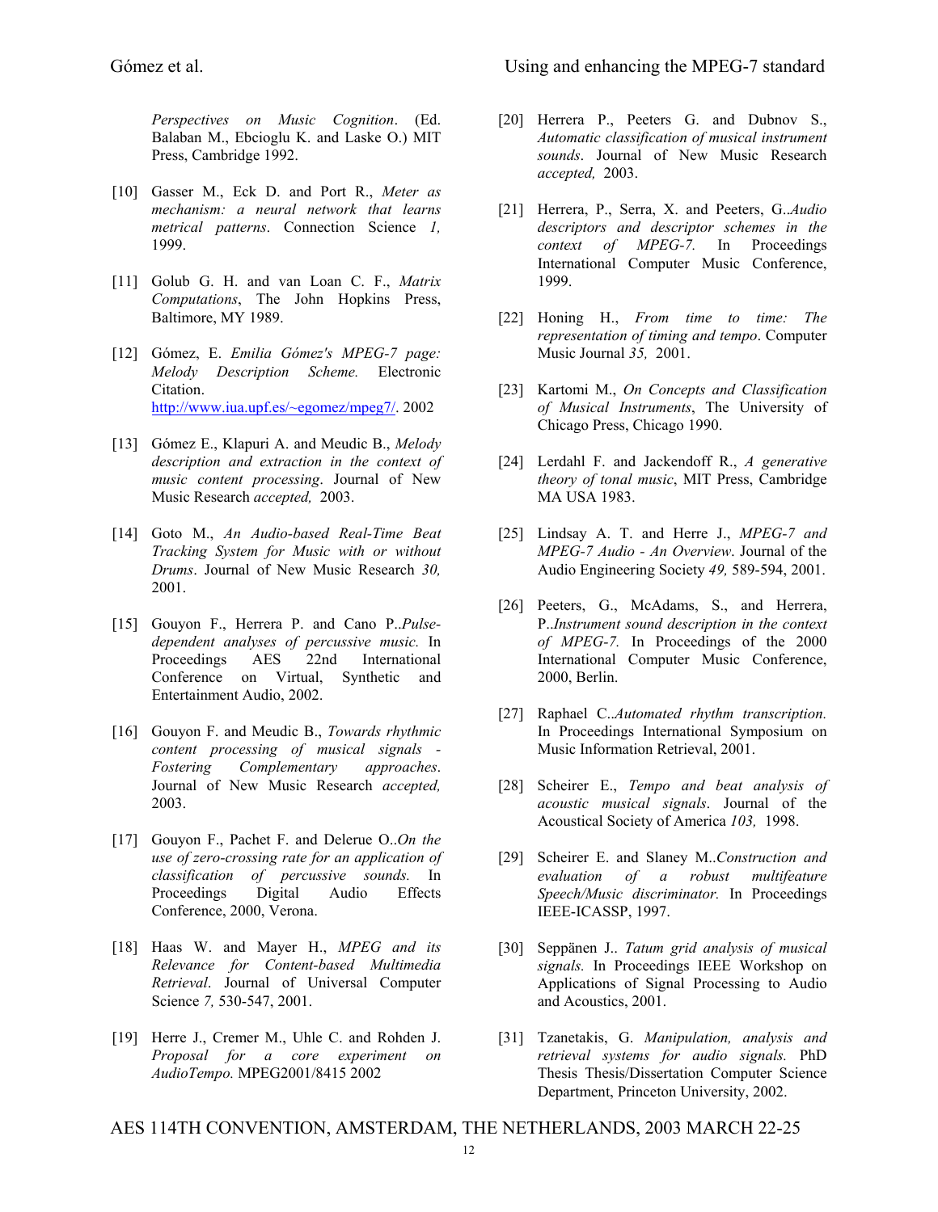*Perspectives on Music Cognition*. (Ed. Balaban M., Ebcioglu K. and Laske O.) MIT Press, Cambridge 1992.

[10] Gasser M., Eck D. and Port R., *Meter as mechanism: a neural network that learns metrical patterns*. Connection Science *1,* 1999.

[11] Golub G. H. and van Loan C. F., *Matrix Computations*, The John Hopkins Press, Baltimore, MY 1989.

[12] Gómez, E. *Emilia Gómez's MPEG-7 page: Melody Description Scheme.* Electronic Citation. http://www.iua.upf.es/~egomez/mpeg7/. 2002

[13] Gómez E., Klapuri A. and Meudic B., *Melody description and extraction in the context of music content processing*. Journal of New Music Research *accepted,* 2003.

[14] Goto M., *An Audio-based Real-Time Beat Tracking System for Music with or without Drums*. Journal of New Music Research *30,* 2001.

[15] Gouyon F., Herrera P. and Cano P..*Pulse-dependent analyses of percussive music.* In Proceedings AES 22nd International Conference on Virtual, Synthetic and Entertainment Audio, 2002.

[16] Gouyon F. and Meudic B., *Towards rhythmic content processing of musical signals - Fostering Complementary approaches*. Journal of New Music Research *accepted,* 2003.

[17] Gouyon F., Pachet F. and Delerue O..*On the use of zero-crossing rate for an application of classification of percussive sounds.* In Proceedings Digital Audio Effects Conference, 2000, Verona.

[18] Haas W. and Mayer H., *MPEG and its Relevance for Content-based Multimedia Retrieval*. Journal of Universal Computer Science *7,* 530-547, 2001.

[19] Herre J., Cremer M., Uhle C. and Rohden J. *Proposal for a core experiment on AudioTempo.* MPEG2001/8415 2002

[20] Herrera P., Peeters G. and Dubnov S., *Automatic classification of musical instrument sounds*. Journal of New Music Research *accepted,* 2003.

[21] Herrera, P., Serra, X. and Peeters, G..*Audio descriptors and descriptor schemes in the context of MPEG-7.* In Proceedings International Computer Music Conference, 1999.

[22] Honing H., *From time to time: The representation of timing and tempo*. Computer Music Journal *35,* 2001.

[23] Kartomi M., *On Concepts and Classification of Musical Instruments*, The University of Chicago Press, Chicago 1990.

[24] Lerdahl F. and Jackendoff R., *A generative theory of tonal music*, MIT Press, Cambridge MA USA 1983.

[25] Lindsay A. T. and Herre J., *MPEG-7 and MPEG-7 Audio - An Overview*. Journal of the Audio Engineering Society *49,* 589-594, 2001.

[26] Peeters, G., McAdams, S., and Herrera, P..*Instrument sound description in the context of MPEG-7.* In Proceedings of the 2000 International Computer Music Conference, 2000, Berlin.

[27] Raphael C..*Automated rhythm transcription.* In Proceedings International Symposium on Music Information Retrieval, 2001.

[28] Scheirer E., *Tempo and beat analysis of acoustic musical signals*. Journal of the Acoustical Society of America *103,* 1998.

[29] Scheirer E. and Slaney M..*Construction and evaluation of a robust multifeature Speech/Music discriminator.* In Proceedings IEEE-ICASSP, 1997.

[30] Seppänen J.. *Tatum grid analysis of musical signals.* In Proceedings IEEE Workshop on Applications of Signal Processing to Audio and Acoustics, 2001.

[31] Tzanetakis, G. *Manipulation, analysis and retrieval systems for audio signals.* PhD Thesis Thesis/Dissertation Computer Science Department, Princeton University, 2002.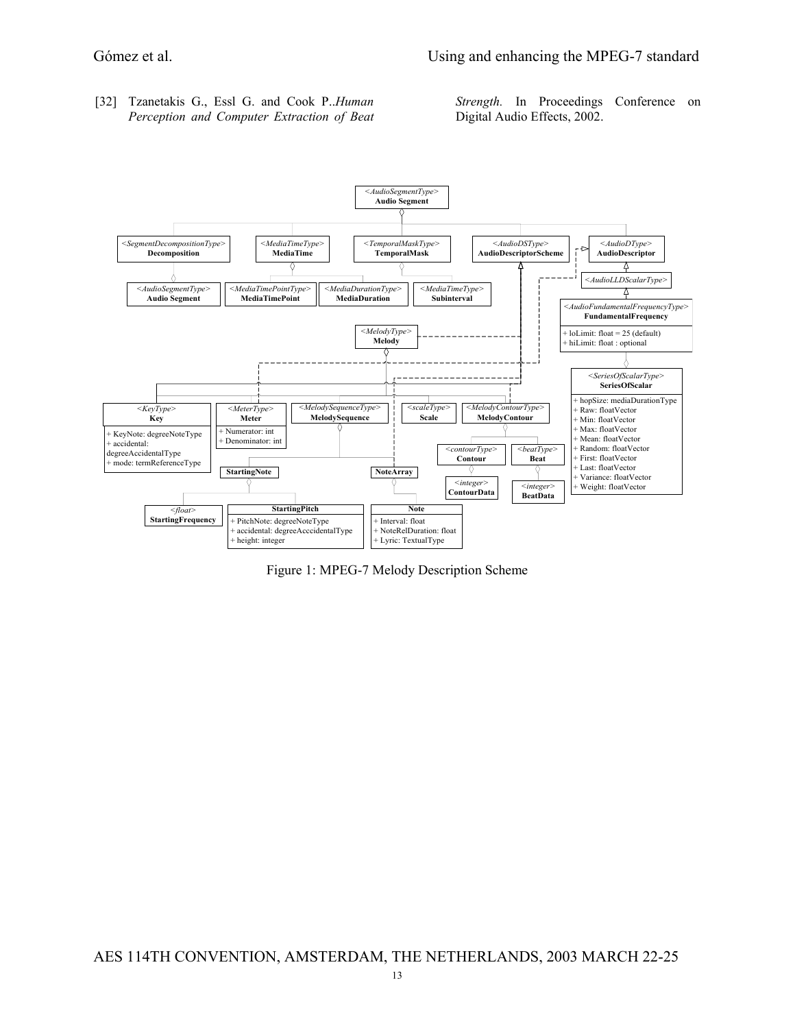[32] Tzanetakis G., Essl G. and Cook P..*Human Perception and Computer Extraction of Beat Strength.* In Proceedings Conference on Digital Audio Effects, 2002.

Figure 1: MPEG-7 Melody Description Scheme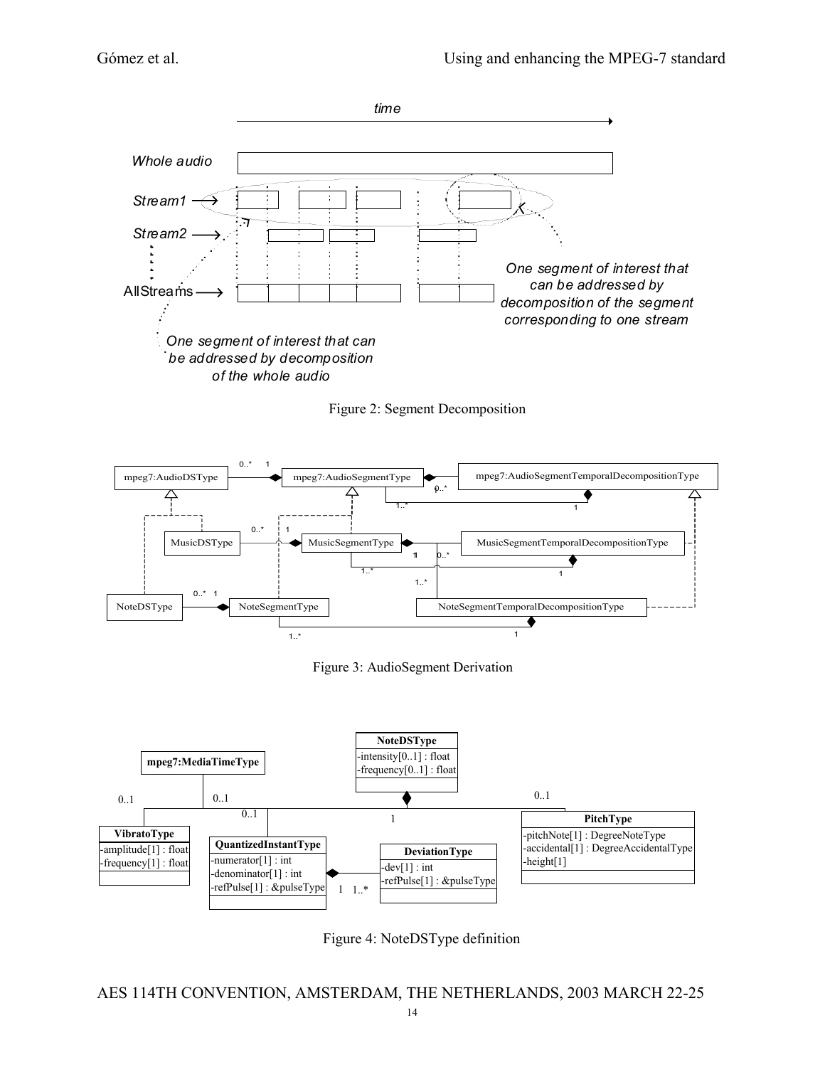Figure 2: Segment Decomposition

Figure 3: AudioSegment Derivation

Figure 4: NoteDSType definition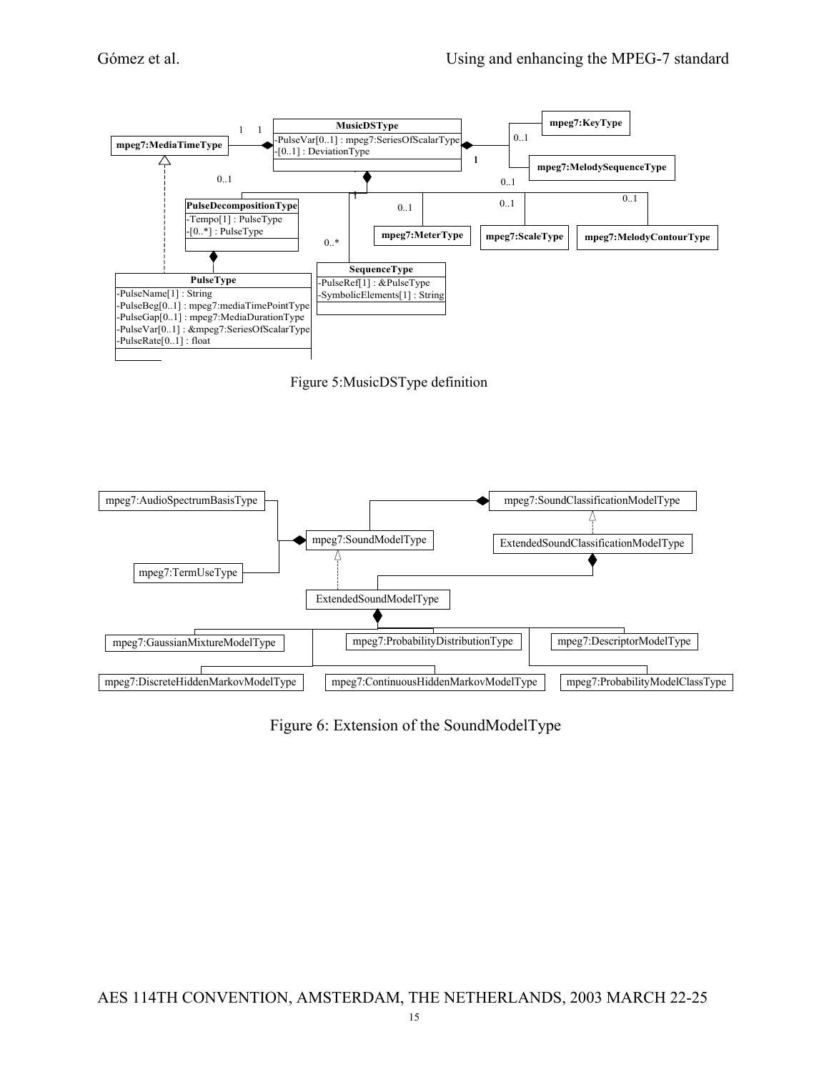MusicDSType
-PulseVar[0..1] : mpeg7:SeriesOfScalarType
-[0..1] : DeviationType

mpeg7:MediaTimeType

1 1

mpeg7:KeyType

0..1

1

mpeg7:MelodySequenceType

0..1

PulseDecompositionType
-Tempo[1] : PulseType
-[0..*] : PulseType

1

0..1

0..1

0..1

mpeg7:MeterType

mpeg7:ScaleType

mpeg7:MelodyContourType

0..*

SequenceType
-PulseRef[1] : &PulseType
-SymbolicElements[1] : String

PulseType
-PulseName[1] : String
-PulseBeg[0..1] : mpeg7:mediaTimePointType
-PulseGap[0..1] : mpeg7:MediaDurationType
-PulseVar[0..1] : &mpeg7:SeriesOfScalarType
-PulseRate[0..1] : float

Figure 5:MusicDSType definition

mpeg7:AudioSpectrumBasisType

mpeg7:SoundModelType

mpeg7:SoundClassificationModelType

ExtendedSoundClassificationModelType

mpeg7:TermUseType

ExtendedSoundModelType

mpeg7:GaussianMixtureModelType

mpeg7:ProbabilityDistributionType

mpeg7:DescriptorModelType

mpeg7:DiscreteHiddenMarkovModelType

mpeg7:ContinuousHiddenMarkovModelType

mpeg7:ProbabilityModelClassType

Figure 6: Extension of the SoundModelType